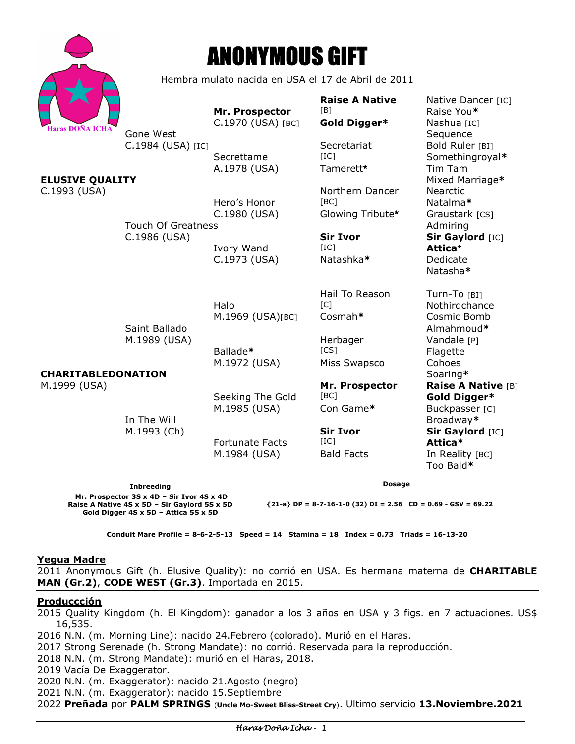# ANONYMOUS GIFT

Hembra mulato nacida en USA el 17 de Abril de 2011

| | | | | |
|---|---|---|---|---|
| **ELUSIVE QUALITY** C.1993 (USA) | Gone West C.1984 (USA) [IC] | **Mr. Prospector** C.1970 (USA) [BC] | **Raise A Native** [B] | Native Dancer [IC] |
| | | | | Raise You* |
| | | | **Gold Digger*** | Nashua [IC] |
| | | | | Sequence |
| | | Secrettame A.1978 (USA) | Secretariat [IC] | Bold Ruler [BI] |
| | | | | Somethingroyal* |
| | | | Tamerett* | Tim Tam |
| | | | | Mixed Marriage* |
| | Touch Of Greatness C.1986 (USA) | Hero's Honor C.1980 (USA) | Northern Dancer [BC] | Nearctic |
| | | | | Natalma* |
| | | | Glowing Tribute* | Graustark [CS] |
| | | | | Admiring |
| | | Ivory Wand C.1973 (USA) | **Sir Ivor** [IC] | **Sir Gaylord** [IC] |
| | | | | **Attica*** |
| | | | Natashka* | Dedicate |
| | | | | Natasha* |
| **CHARITABLEDONATION** M.1999 (USA) | Saint Ballado M.1989 (USA) | Halo M.1969 (USA)[BC] | Hail To Reason [C] | Turn-To [BI] |
| | | | | Nothirdchance |
| | | | Cosmah* | Cosmic Bomb |
| | | | | Almahmoud* |
| | | Ballade* M.1972 (USA) | Herbager [CS] | Vandale [P] |
| | | | | Flagette |
| | | | Miss Swapsco | Cohoes |
| | | | | Soaring* |
| | In The Will M.1993 (Ch) | Seeking The Gold M.1985 (USA) | **Mr. Prospector** [BC] | **Raise A Native** [B] |
| | | | | **Gold Digger*** |
| | | | Con Game* | Buckpasser [C] |
| | | | | Broadway* |
| | | Fortunate Facts M.1984 (USA) | **Sir Ivor** [IC] | **Sir Gaylord** [IC] |
| | | | | **Attica*** |
| | | | Bald Facts | In Reality [BC] |
| | | | | Too Bald* |

**Inbreeding**

**Mr. Prospector 3S x 4D – Sir Ivor 4S x 4D**
**Raise A Native 4S x 5D – Sir Gaylord 5S x 5D**
**Gold Digger 4S x 5D – Attica 5S x 5D**

**Dosage**

**{21-a} DP = 8-7-16-1-0 (32) DI = 2.56 CD = 0.69 - GSV = 69.22**

**Conduit Mare Profile = 8-6-2-5-13 Speed = 14 Stamina = 18 Index = 0.73 Triads = 16-13-20**

## Yegua Madre

2011 Anonymous Gift (h. Elusive Quality): no corrió en USA. Es hermana materna de **CHARITABLE MAN (Gr.2)**, **CODE WEST (Gr.3)**. Importada en 2015.

## Produccción

2015 Quality Kingdom (h. El Kingdom): ganador a los 3 años en USA y 3 figs. en 7 actuaciones. US$ 16,535.
2016 N.N. (m. Morning Line): nacido 24.Febrero (colorado). Murió en el Haras.
2017 Strong Serenade (h. Strong Mandate): no corrió. Reservada para la reproducción.
2018 N.N. (m. Strong Mandate): murió en el Haras, 2018.
2019 Vacía De Exaggerator.
2020 N.N. (m. Exaggerator): nacido 21.Agosto (negro)
2021 N.N. (m. Exaggerator): nacido 15.Septiembre
2022 **Preñada** por **PALM SPRINGS** (**Uncle Mo-Sweet Bliss-Street Cry**). Ultimo servicio **13.Noviembre.2021**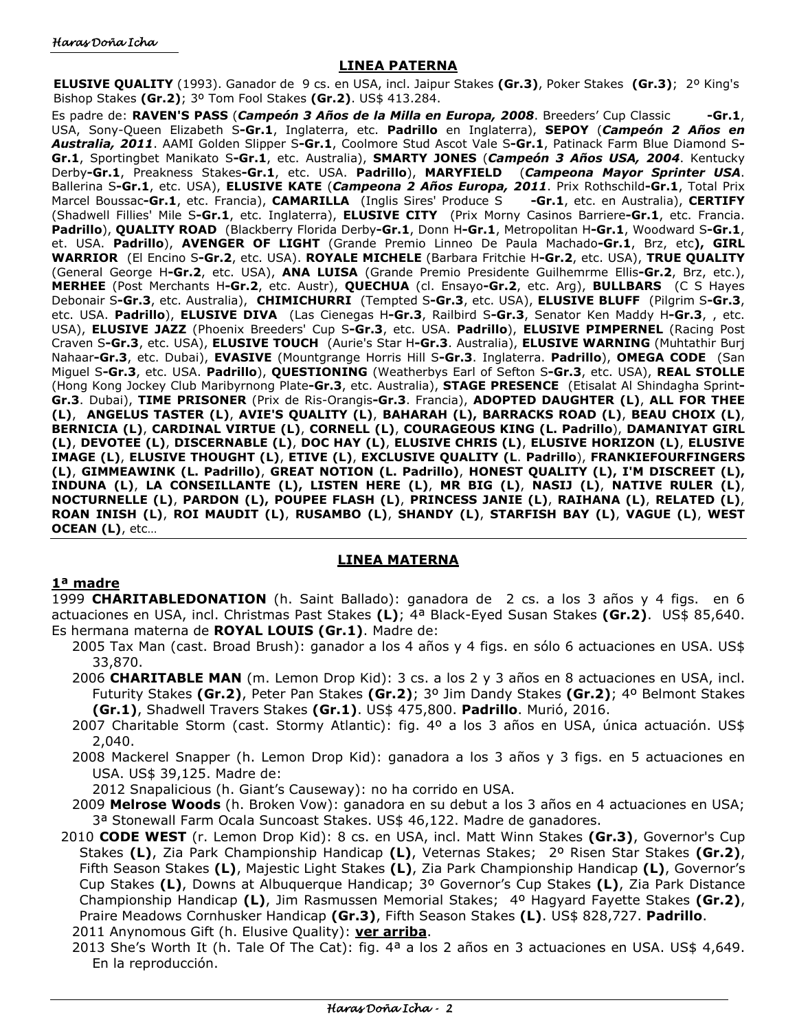## LINEA PATERNA

**ELUSIVE QUALITY** (1993). Ganador de 9 cs. en USA, incl. Jaipur Stakes **(Gr.3)**, Poker Stakes **(Gr.3)**; 2º King's Bishop Stakes **(Gr.2)**; 3º Tom Fool Stakes **(Gr.2)**. US$ 413.284.

Es padre de: **RAVEN'S PASS** (***Campeón 3 Años de la Milla en Europa, 2008***. Breeders' Cup Classic **-Gr.1**, USA, Sony-Queen Elizabeth S**-Gr.1**, Inglaterra, etc. **Padrillo** en Inglaterra), **SEPOY** (***Campeón 2 Años en Australia, 2011***. AAMI Golden Slipper S**-Gr.1**, Coolmore Stud Ascot Vale S**-Gr.1**, Patinack Farm Blue Diamond S**-Gr.1**, Sportingbet Manikato S**-Gr.1**, etc. Australia), **SMARTY JONES** (***Campeón 3 Años USA, 2004***. Kentucky Derby**-Gr.1**, Preakness Stakes**-Gr.1**, etc. USA. **Padrillo**), **MARYFIELD** (***Campeona Mayor Sprinter USA***. Ballerina S**-Gr.1**, etc. USA), **ELUSIVE KATE** (***Campeona 2 Años Europa, 2011***. Prix Rothschild**-Gr.1**, Total Prix Marcel Boussac**-Gr.1**, etc. Francia), **CAMARILLA** (Inglis Sires' Produce S **-Gr.1**, etc. en Australia), **CERTIFY** (Shadwell Fillies' Mile S**-Gr.1**, etc. Inglaterra), **ELUSIVE CITY** (Prix Morny Casinos Barriere**-Gr.1**, etc. Francia. **Padrillo**), **QUALITY ROAD** (Blackberry Florida Derby**-Gr.1**, Donn H**-Gr.1**, Metropolitan H**-Gr.1**, Woodward S**-Gr.1**, et. USA. **Padrillo**), **AVENGER OF LIGHT** (Grande Premio Linneo De Paula Machado**-Gr.1**, Brz, etc**), GIRL WARRIOR** (El Encino S**-Gr.2**, etc. USA). **ROYALE MICHELE** (Barbara Fritchie H**-Gr.2**, etc. USA), **TRUE QUALITY** (General George H**-Gr.2**, etc. USA), **ANA LUISA** (Grande Premio Presidente Guilhemrme Ellis**-Gr.2**, Brz, etc.), **MERHEE** (Post Merchants H**-Gr.2**, etc. Austr), **QUECHUA** (cl. Ensayo**-Gr.2**, etc. Arg), **BULLBARS** (C S Hayes Debonair S**-Gr.3**, etc. Australia), **CHIMICHURRI** (Tempted S**-Gr.3**, etc. USA), **ELUSIVE BLUFF** (Pilgrim S**-Gr.3**, etc. USA. **Padrillo**), **ELUSIVE DIVA** (Las Cienegas H**-Gr.3**, Railbird S**-Gr.3**, Senator Ken Maddy H**-Gr.3**, , etc. USA), **ELUSIVE JAZZ** (Phoenix Breeders' Cup S**-Gr.3**, etc. USA. **Padrillo**), **ELUSIVE PIMPERNEL** (Racing Post Craven S**-Gr.3**, etc. USA), **ELUSIVE TOUCH** (Aurie's Star H**-Gr.3**. Australia), **ELUSIVE WARNING** (Muhtathir Burj Nahaar**-Gr.3**, etc. Dubai), **EVASIVE** (Mountgrange Horris Hill S**-Gr.3**. Inglaterra. **Padrillo**), **OMEGA CODE** (San Miguel S**-Gr.3**, etc. USA. **Padrillo**), **QUESTIONING** (Weatherbys Earl of Sefton S**-Gr.3**, etc. USA), **REAL STOLLE** (Hong Kong Jockey Club Maribyrnong Plate**-Gr.3**, etc. Australia), **STAGE PRESENCE** (Etisalat Al Shindagha Sprint**-Gr.3**. Dubai), **TIME PRISONER** (Prix de Ris-Orangis**-Gr.3**. Francia), **ADOPTED DAUGHTER (L)**, **ALL FOR THEE (L)**, **ANGELUS TASTER (L)**, **AVIE'S QUALITY (L)**, **BAHARAH (L), BARRACKS ROAD (L)**, **BEAU CHOIX (L)**, **BERNICIA (L)**, **CARDINAL VIRTUE (L)**, **CORNELL (L)**, **COURAGEOUS KING (L. Padrillo)**, **DAMANIYAT GIRL (L)**, **DEVOTEE (L)**, **DISCERNABLE (L)**, **DOC HAY (L)**, **ELUSIVE CHRIS (L)**, **ELUSIVE HORIZON (L)**, **ELUSIVE IMAGE (L)**, **ELUSIVE THOUGHT (L)**, **ETIVE (L)**, **EXCLUSIVE QUALITY (L. Padrillo)**, **FRANKIEFOURFINGERS (L)**, **GIMMEAWINK (L. Padrillo)**, **GREAT NOTION (L. Padrillo)**, **HONEST QUALITY (L), I'M DISCREET (L), INDUNA (L)**, **LA CONSEILLANTE (L), LISTEN HERE (L)**, **MR BIG (L)**, **NASIJ (L)**, **NATIVE RULER (L)**, **NOCTURNELLE (L)**, **PARDON (L), POUPEE FLASH (L)**, **PRINCESS JANIE (L)**, **RAIHANA (L)**, **RELATED (L)**, **ROAN INISH (L)**, **ROI MAUDIT (L)**, **RUSAMBO (L)**, **SHANDY (L)**, **STARFISH BAY (L)**, **VAGUE (L)**, **WEST OCEAN (L)**, etc…

## LINEA MATERNA

### 1ª madre

1999 **CHARITABLEDONATION** (h. Saint Ballado): ganadora de 2 cs. a los 3 años y 4 figs. en 6 actuaciones en USA, incl. Christmas Past Stakes **(L)**; 4ª Black-Eyed Susan Stakes **(Gr.2)**. US$ 85,640. Es hermana materna de **ROYAL LOUIS (Gr.1)**. Madre de:

- 2005 Tax Man (cast. Broad Brush): ganador a los 4 años y 4 figs. en sólo 6 actuaciones en USA. US$ 33,870.
- 2006 **CHARITABLE MAN** (m. Lemon Drop Kid): 3 cs. a los 2 y 3 años en 8 actuaciones en USA, incl. Futurity Stakes **(Gr.2)**, Peter Pan Stakes **(Gr.2)**; 3º Jim Dandy Stakes **(Gr.2)**; 4º Belmont Stakes **(Gr.1)**, Shadwell Travers Stakes **(Gr.1)**. US$ 475,800. **Padrillo**. Murió, 2016.
- 2007 Charitable Storm (cast. Stormy Atlantic): fig. 4º a los 3 años en USA, única actuación. US$ 2,040.
- 2008 Mackerel Snapper (h. Lemon Drop Kid): ganadora a los 3 años y 3 figs. en 5 actuaciones en USA. US$ 39,125. Madre de:
  - 2012 Snapalicious (h. Giant's Causeway): no ha corrido en USA.
- 2009 **Melrose Woods** (h. Broken Vow): ganadora en su debut a los 3 años en 4 actuaciones en USA; 3ª Stonewall Farm Ocala Suncoast Stakes. US$ 46,122. Madre de ganadores.
- 2010 **CODE WEST** (r. Lemon Drop Kid): 8 cs. en USA, incl. Matt Winn Stakes **(Gr.3)**, Governor's Cup Stakes **(L)**, Zia Park Championship Handicap **(L)**, Veternas Stakes; 2º Risen Star Stakes **(Gr.2)**, Fifth Season Stakes **(L)**, Majestic Light Stakes **(L)**, Zia Park Championship Handicap **(L)**, Governor's Cup Stakes **(L)**, Downs at Albuquerque Handicap; 3º Governor's Cup Stakes **(L)**, Zia Park Distance Championship Handicap **(L)**, Jim Rasmussen Memorial Stakes; 4º Hagyard Fayette Stakes **(Gr.2)**, Praire Meadows Cornhusker Handicap **(Gr.3)**, Fifth Season Stakes **(L)**. US$ 828,727. **Padrillo**.
- 2011 Anynomous Gift (h. Elusive Quality): **ver arriba**.
- 2013 She's Worth It (h. Tale Of The Cat): fig. 4ª a los 2 años en 3 actuaciones en USA. US$ 4,649. En la reproducción.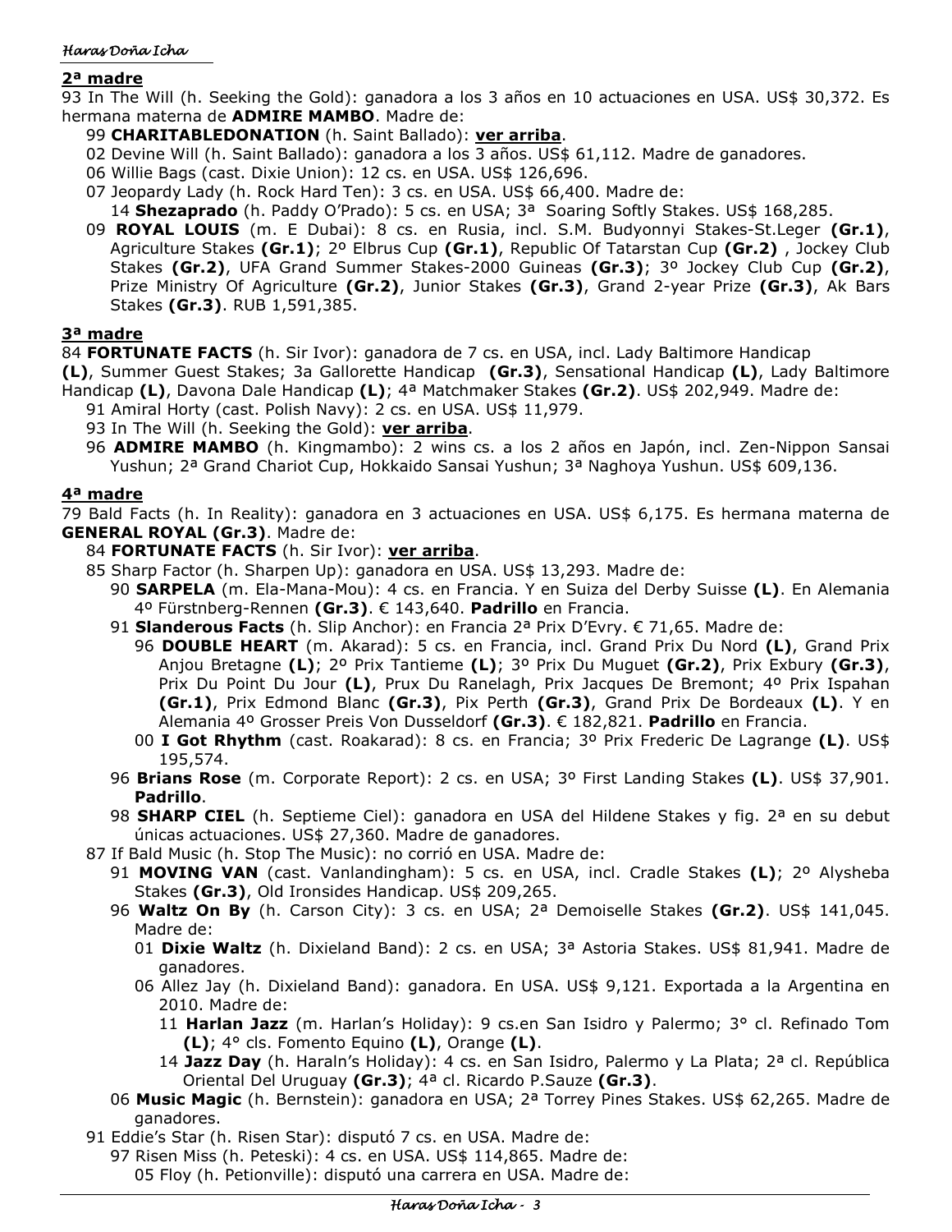## 2ª madre

93 In The Will (h. Seeking the Gold): ganadora a los 3 años en 10 actuaciones en USA. US$ 30,372. Es hermana materna de **ADMIRE MAMBO**. Madre de:

- 99 **CHARITABLEDONATION** (h. Saint Ballado): **ver arriba**.
- 02 Devine Will (h. Saint Ballado): ganadora a los 3 años. US$ 61,112. Madre de ganadores.
- 06 Willie Bags (cast. Dixie Union): 12 cs. en USA. US$ 126,696.
- 07 Jeopardy Lady (h. Rock Hard Ten): 3 cs. en USA. US$ 66,400. Madre de:
  - 14 **Shezaprado** (h. Paddy O'Prado): 5 cs. en USA; 3ª Soaring Softly Stakes. US$ 168,285.
- 09 **ROYAL LOUIS** (m. E Dubai): 8 cs. en Rusia, incl. S.M. Budyonnyi Stakes-St.Leger **(Gr.1)**, Agriculture Stakes **(Gr.1)**; 2º Elbrus Cup **(Gr.1)**, Republic Of Tatarstan Cup **(Gr.2)** , Jockey Club Stakes **(Gr.2)**, UFA Grand Summer Stakes-2000 Guineas **(Gr.3)**; 3º Jockey Club Cup **(Gr.2)**, Prize Ministry Of Agriculture **(Gr.2)**, Junior Stakes **(Gr.3)**, Grand 2-year Prize **(Gr.3)**, Ak Bars Stakes **(Gr.3)**. RUB 1,591,385.

## 3ª madre

84 **FORTUNATE FACTS** (h. Sir Ivor): ganadora de 7 cs. en USA, incl. Lady Baltimore Handicap **(L)**, Summer Guest Stakes; 3a Gallorette Handicap **(Gr.3)**, Sensational Handicap **(L)**, Lady Baltimore Handicap **(L)**, Davona Dale Handicap **(L)**; 4ª Matchmaker Stakes **(Gr.2)**. US$ 202,949. Madre de:

- 91 Amiral Horty (cast. Polish Navy): 2 cs. en USA. US$ 11,979.
- 93 In The Will (h. Seeking the Gold): **ver arriba**.
- 96 **ADMIRE MAMBO** (h. Kingmambo): 2 wins cs. a los 2 años en Japón, incl. Zen-Nippon Sansai Yushun; 2ª Grand Chariot Cup, Hokkaido Sansai Yushun; 3ª Naghoya Yushun. US$ 609,136.

## 4ª madre

79 Bald Facts (h. In Reality): ganadora en 3 actuaciones en USA. US$ 6,175. Es hermana materna de **GENERAL ROYAL (Gr.3)**. Madre de:

- 84 **FORTUNATE FACTS** (h. Sir Ivor): **ver arriba**.
- 85 Sharp Factor (h. Sharpen Up): ganadora en USA. US$ 13,293. Madre de:
  - 90 **SARPELA** (m. Ela-Mana-Mou): 4 cs. en Francia. Y en Suiza del Derby Suisse **(L)**. En Alemania 4º Fürstnberg-Rennen **(Gr.3)**. € 143,640. **Padrillo** en Francia.
  - 91 **Slanderous Facts** (h. Slip Anchor): en Francia 2ª Prix D'Evry. € 71,65. Madre de:
    - 96 **DOUBLE HEART** (m. Akarad): 5 cs. en Francia, incl. Grand Prix Du Nord **(L)**, Grand Prix Anjou Bretagne **(L)**; 2º Prix Tantieme **(L)**; 3º Prix Du Muguet **(Gr.2)**, Prix Exbury **(Gr.3)**, Prix Du Point Du Jour **(L)**, Prux Du Ranelagh, Prix Jacques De Bremont; 4º Prix Ispahan **(Gr.1)**, Prix Edmond Blanc **(Gr.3)**, Pix Perth **(Gr.3)**, Grand Prix De Bordeaux **(L)**. Y en Alemania 4º Grosser Preis Von Dusseldorf **(Gr.3)**. € 182,821. **Padrillo** en Francia.
    - 00 **I Got Rhythm** (cast. Roakarad): 8 cs. en Francia; 3º Prix Frederic De Lagrange **(L)**. US$ 195,574.
  - 96 **Brians Rose** (m. Corporate Report): 2 cs. en USA; 3º First Landing Stakes **(L)**. US$ 37,901. **Padrillo**.
  - 98 **SHARP CIEL** (h. Septieme Ciel): ganadora en USA del Hildene Stakes y fig. 2ª en su debut únicas actuaciones. US$ 27,360. Madre de ganadores.
- 87 If Bald Music (h. Stop The Music): no corrió en USA. Madre de:
  - 91 **MOVING VAN** (cast. Vanlandingham): 5 cs. en USA, incl. Cradle Stakes **(L)**; 2º Alysheba Stakes **(Gr.3)**, Old Ironsides Handicap. US$ 209,265.
  - 96 **Waltz On By** (h. Carson City): 3 cs. en USA; 2ª Demoiselle Stakes **(Gr.2)**. US$ 141,045. Madre de:
    - 01 **Dixie Waltz** (h. Dixieland Band): 2 cs. en USA; 3ª Astoria Stakes. US$ 81,941. Madre de ganadores.
    - 06 Allez Jay (h. Dixieland Band): ganadora. En USA. US$ 9,121. Exportada a la Argentina en 2010. Madre de:
      - 11 **Harlan Jazz** (m. Harlan's Holiday): 9 cs.en San Isidro y Palermo; 3° cl. Refinado Tom **(L)**; 4° cls. Fomento Equino **(L)**, Orange **(L)**.
      - 14 **Jazz Day** (h. Haraln's Holiday): 4 cs. en San Isidro, Palermo y La Plata; 2ª cl. República Oriental Del Uruguay **(Gr.3)**; 4ª cl. Ricardo P.Sauze **(Gr.3)**.
  - 06 **Music Magic** (h. Bernstein): ganadora en USA; 2ª Torrey Pines Stakes. US$ 62,265. Madre de ganadores.
- 91 Eddie's Star (h. Risen Star): disputó 7 cs. en USA. Madre de:
  - 97 Risen Miss (h. Peteski): 4 cs. en USA. US$ 114,865. Madre de:
    - 05 Floy (h. Petionville): disputó una carrera en USA. Madre de: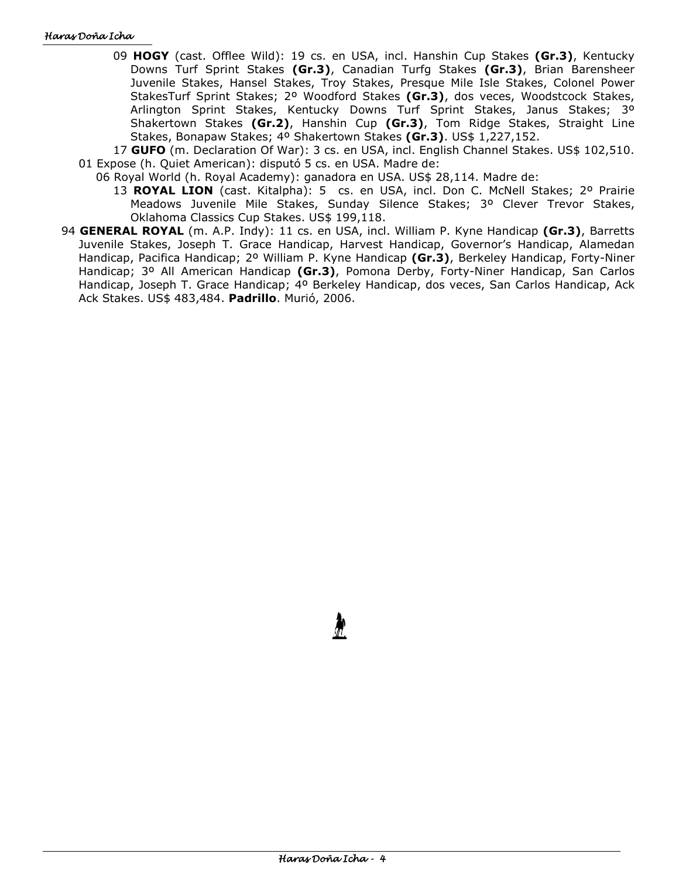09 **HOGY** (cast. Offlee Wild): 19 cs. en USA, incl. Hanshin Cup Stakes **(Gr.3)**, Kentucky Downs Turf Sprint Stakes **(Gr.3)**, Canadian Turfg Stakes **(Gr.3)**, Brian Barensheer Juvenile Stakes, Hansel Stakes, Troy Stakes, Presque Mile Isle Stakes, Colonel Power StakesTurf Sprint Stakes; 2º Woodford Stakes **(Gr.3)**, dos veces, Woodstcock Stakes, Arlington Sprint Stakes, Kentucky Downs Turf Sprint Stakes, Janus Stakes; 3º Shakertown Stakes **(Gr.2)**, Hanshin Cup **(Gr.3)**, Tom Ridge Stakes, Straight Line Stakes, Bonapaw Stakes; 4º Shakertown Stakes **(Gr.3)**. US$ 1,227,152.

17 **GUFO** (m. Declaration Of War): 3 cs. en USA, incl. English Channel Stakes. US$ 102,510.

01 Expose (h. Quiet American): disputó 5 cs. en USA. Madre de:

06 Royal World (h. Royal Academy): ganadora en USA. US$ 28,114. Madre de:

13 **ROYAL LION** (cast. Kitalpha): 5 cs. en USA, incl. Don C. McNell Stakes; 2º Prairie Meadows Juvenile Mile Stakes, Sunday Silence Stakes; 3º Clever Trevor Stakes, Oklahoma Classics Cup Stakes. US$ 199,118.

94 **GENERAL ROYAL** (m. A.P. Indy): 11 cs. en USA, incl. William P. Kyne Handicap **(Gr.3)**, Barretts Juvenile Stakes, Joseph T. Grace Handicap, Harvest Handicap, Governor's Handicap, Alamedan Handicap, Pacifica Handicap; 2º William P. Kyne Handicap **(Gr.3)**, Berkeley Handicap, Forty-Niner Handicap; 3º All American Handicap **(Gr.3)**, Pomona Derby, Forty-Niner Handicap, San Carlos Handicap, Joseph T. Grace Handicap; 4º Berkeley Handicap, dos veces, San Carlos Handicap, Ack Ack Stakes. US$ 483,484. **Padrillo**. Murió, 2006.